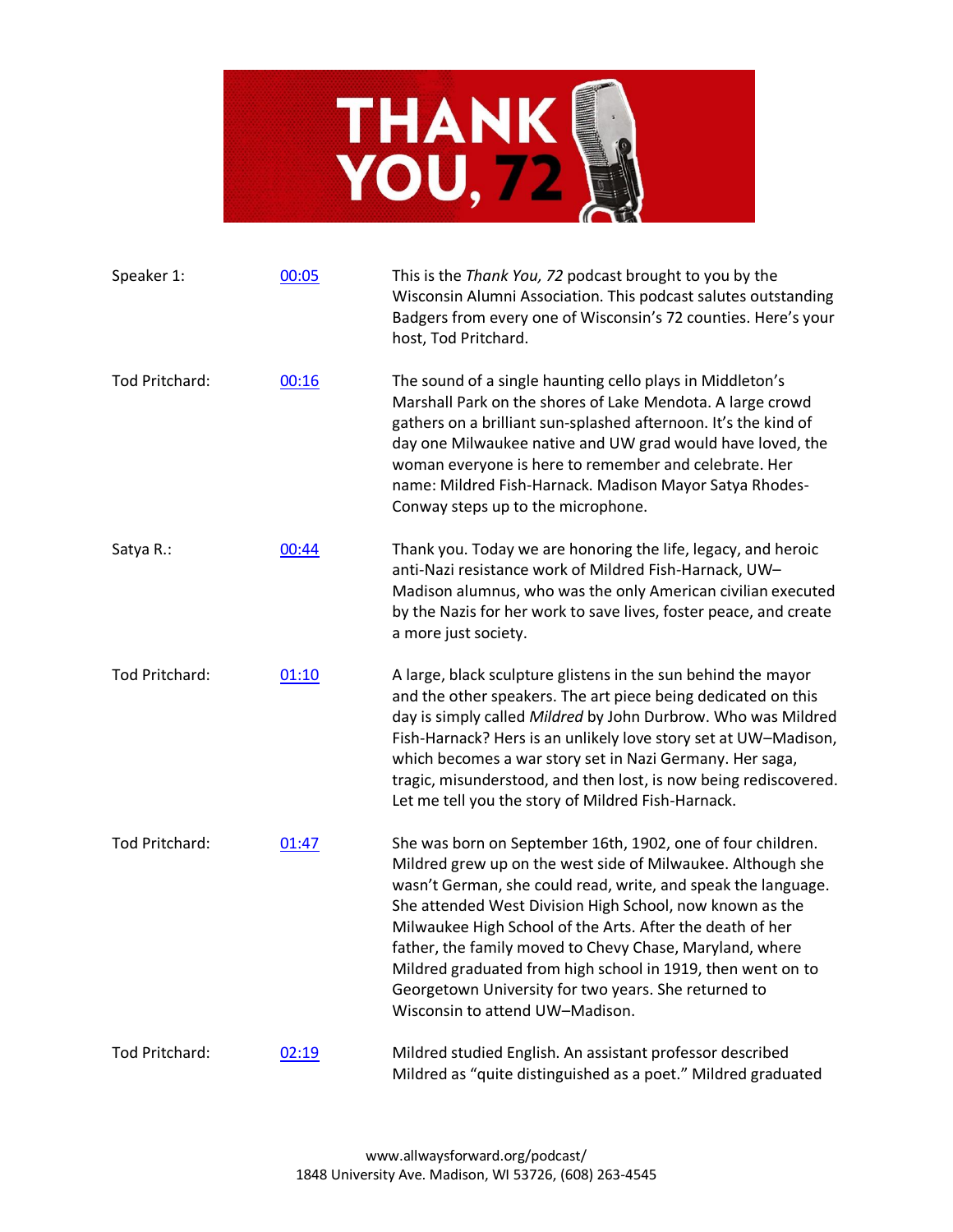# THANK YOU, 72

| | | |
|---|---|---|
| Speaker 1: | 00:05 | This is the *Thank You, 72* podcast brought to you by the Wisconsin Alumni Association. This podcast salutes outstanding Badgers from every one of Wisconsin's 72 counties. Here's your host, Tod Pritchard. |
| Tod Pritchard: | 00:16 | The sound of a single haunting cello plays in Middleton's Marshall Park on the shores of Lake Mendota. A large crowd gathers on a brilliant sun-splashed afternoon. It's the kind of day one Milwaukee native and UW grad would have loved, the woman everyone is here to remember and celebrate. Her name: Mildred Fish-Harnack. Madison Mayor Satya Rhodes-Conway steps up to the microphone. |
| Satya R.: | 00:44 | Thank you. Today we are honoring the life, legacy, and heroic anti-Nazi resistance work of Mildred Fish-Harnack, UW–Madison alumnus, who was the only American civilian executed by the Nazis for her work to save lives, foster peace, and create a more just society. |
| Tod Pritchard: | 01:10 | A large, black sculpture glistens in the sun behind the mayor and the other speakers. The art piece being dedicated on this day is simply called *Mildred* by John Durbrow. Who was Mildred Fish-Harnack? Hers is an unlikely love story set at UW–Madison, which becomes a war story set in Nazi Germany. Her saga, tragic, misunderstood, and then lost, is now being rediscovered. Let me tell you the story of Mildred Fish-Harnack. |
| Tod Pritchard: | 01:47 | She was born on September 16th, 1902, one of four children. Mildred grew up on the west side of Milwaukee. Although she wasn't German, she could read, write, and speak the language. She attended West Division High School, now known as the Milwaukee High School of the Arts. After the death of her father, the family moved to Chevy Chase, Maryland, where Mildred graduated from high school in 1919, then went on to Georgetown University for two years. She returned to Wisconsin to attend UW–Madison. |
| Tod Pritchard: | 02:19 | Mildred studied English. An assistant professor described Mildred as "quite distinguished as a poet." Mildred graduated |

www.allwaysforward.org/podcast/
1848 University Ave. Madison, WI 53726, (608) 263-4545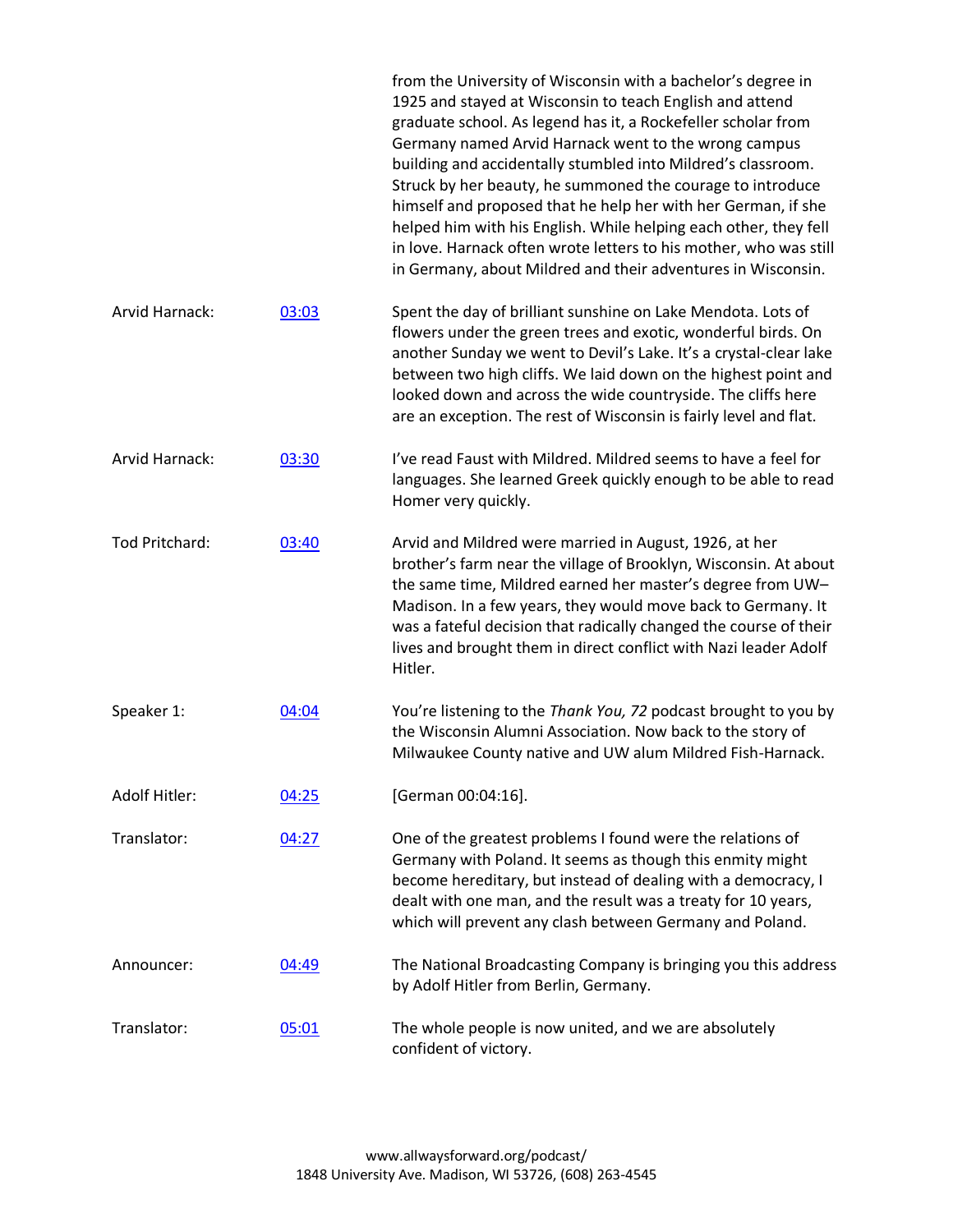from the University of Wisconsin with a bachelor's degree in 1925 and stayed at Wisconsin to teach English and attend graduate school. As legend has it, a Rockefeller scholar from Germany named Arvid Harnack went to the wrong campus building and accidentally stumbled into Mildred's classroom. Struck by her beauty, he summoned the courage to introduce himself and proposed that he help her with her German, if she helped him with his English. While helping each other, they fell in love. Harnack often wrote letters to his mother, who was still in Germany, about Mildred and their adventures in Wisconsin.

| | | |
|---|---|---|
| Arvid Harnack: | 03:03 | Spent the day of brilliant sunshine on Lake Mendota. Lots of flowers under the green trees and exotic, wonderful birds. On another Sunday we went to Devil's Lake. It's a crystal-clear lake between two high cliffs. We laid down on the highest point and looked down and across the wide countryside. The cliffs here are an exception. The rest of Wisconsin is fairly level and flat. |
| Arvid Harnack: | 03:30 | I've read Faust with Mildred. Mildred seems to have a feel for languages. She learned Greek quickly enough to be able to read Homer very quickly. |
| Tod Pritchard: | 03:40 | Arvid and Mildred were married in August, 1926, at her brother's farm near the village of Brooklyn, Wisconsin. At about the same time, Mildred earned her master's degree from UW–Madison. In a few years, they would move back to Germany. It was a fateful decision that radically changed the course of their lives and brought them in direct conflict with Nazi leader Adolf Hitler. |
| Speaker 1: | 04:04 | You're listening to the *Thank You, 72* podcast brought to you by the Wisconsin Alumni Association. Now back to the story of Milwaukee County native and UW alum Mildred Fish-Harnack. |
| Adolf Hitler: | 04:25 | [German 00:04:16]. |
| Translator: | 04:27 | One of the greatest problems I found were the relations of Germany with Poland. It seems as though this enmity might become hereditary, but instead of dealing with a democracy, I dealt with one man, and the result was a treaty for 10 years, which will prevent any clash between Germany and Poland. |
| Announcer: | 04:49 | The National Broadcasting Company is bringing you this address by Adolf Hitler from Berlin, Germany. |
| Translator: | 05:01 | The whole people is now united, and we are absolutely confident of victory. |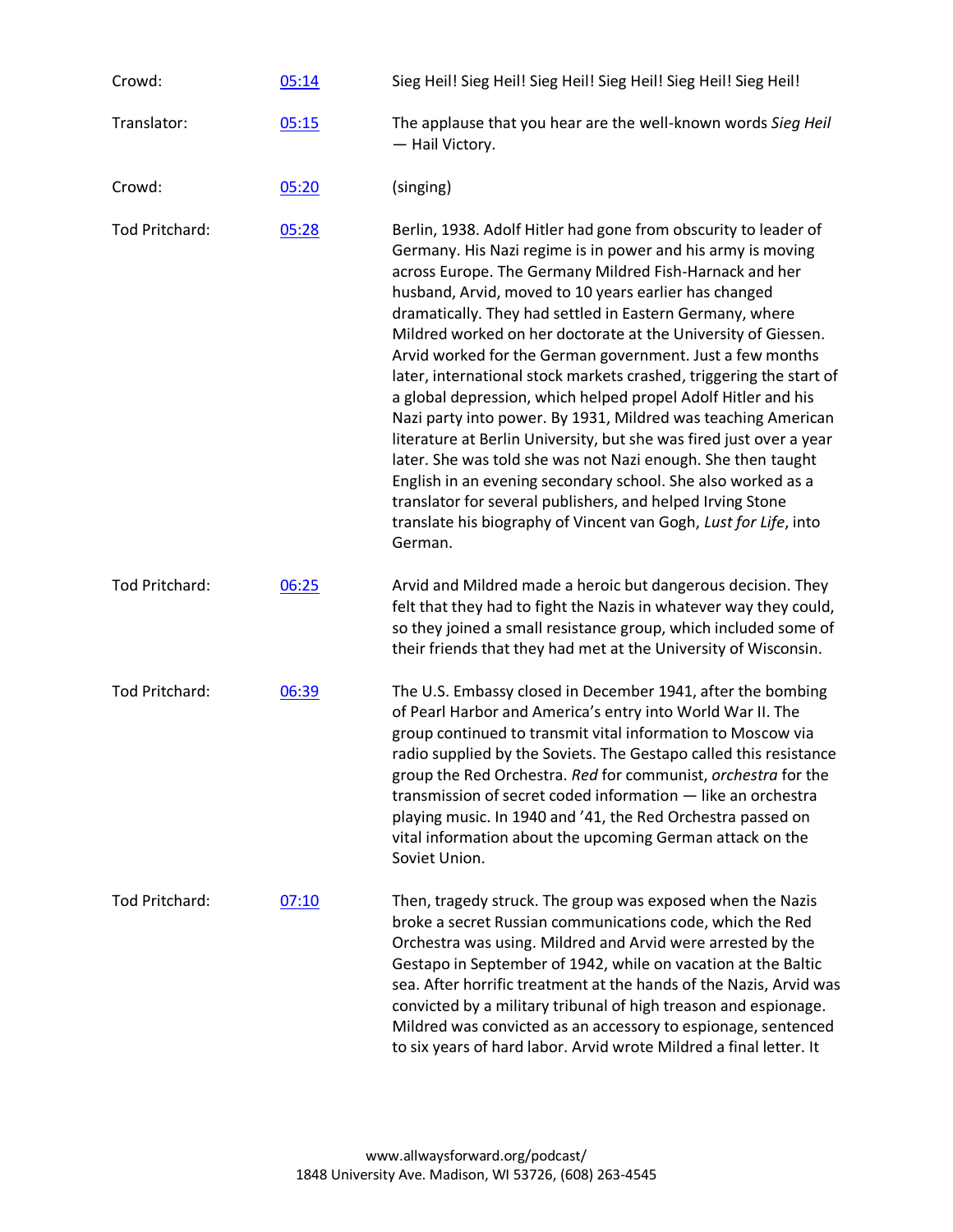| | | |
|---|---|---|
| Crowd: | 05:14 | Sieg Heil! Sieg Heil! Sieg Heil! Sieg Heil! Sieg Heil! Sieg Heil! |
| Translator: | 05:15 | The applause that you hear are the well-known words *Sieg Heil* — Hail Victory. |
| Crowd: | 05:20 | (singing) |
| Tod Pritchard: | 05:28 | Berlin, 1938. Adolf Hitler had gone from obscurity to leader of Germany. His Nazi regime is in power and his army is moving across Europe. The Germany Mildred Fish-Harnack and her husband, Arvid, moved to 10 years earlier has changed dramatically. They had settled in Eastern Germany, where Mildred worked on her doctorate at the University of Giessen. Arvid worked for the German government. Just a few months later, international stock markets crashed, triggering the start of a global depression, which helped propel Adolf Hitler and his Nazi party into power. By 1931, Mildred was teaching American literature at Berlin University, but she was fired just over a year later. She was told she was not Nazi enough. She then taught English in an evening secondary school. She also worked as a translator for several publishers, and helped Irving Stone translate his biography of Vincent van Gogh, *Lust for Life*, into German. |
| Tod Pritchard: | 06:25 | Arvid and Mildred made a heroic but dangerous decision. They felt that they had to fight the Nazis in whatever way they could, so they joined a small resistance group, which included some of their friends that they had met at the University of Wisconsin. |
| Tod Pritchard: | 06:39 | The U.S. Embassy closed in December 1941, after the bombing of Pearl Harbor and America's entry into World War II. The group continued to transmit vital information to Moscow via radio supplied by the Soviets. The Gestapo called this resistance group the Red Orchestra. *Red* for communist, *orchestra* for the transmission of secret coded information — like an orchestra playing music. In 1940 and '41, the Red Orchestra passed on vital information about the upcoming German attack on the Soviet Union. |
| Tod Pritchard: | 07:10 | Then, tragedy struck. The group was exposed when the Nazis broke a secret Russian communications code, which the Red Orchestra was using. Mildred and Arvid were arrested by the Gestapo in September of 1942, while on vacation at the Baltic sea. After horrific treatment at the hands of the Nazis, Arvid was convicted by a military tribunal of high treason and espionage. Mildred was convicted as an accessory to espionage, sentenced to six years of hard labor. Arvid wrote Mildred a final letter. It |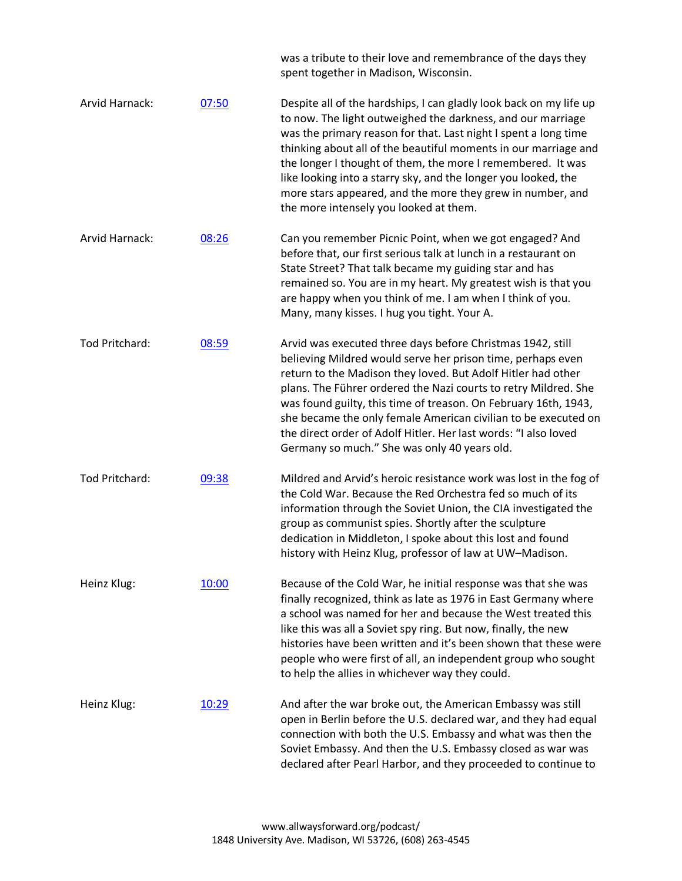was a tribute to their love and remembrance of the days they spent together in Madison, Wisconsin.

Arvid Harnack: [07:50]

Despite all of the hardships, I can gladly look back on my life up to now. The light outweighed the darkness, and our marriage was the primary reason for that. Last night I spent a long time thinking about all of the beautiful moments in our marriage and the longer I thought of them, the more I remembered. It was like looking into a starry sky, and the longer you looked, the more stars appeared, and the more they grew in number, and the more intensely you looked at them.

Arvid Harnack: [08:26]

Can you remember Picnic Point, when we got engaged? And before that, our first serious talk at lunch in a restaurant on State Street? That talk became my guiding star and has remained so. You are in my heart. My greatest wish is that you are happy when you think of me. I am when I think of you. Many, many kisses. I hug you tight. Your A.

Tod Pritchard: [08:59]

Arvid was executed three days before Christmas 1942, still believing Mildred would serve her prison time, perhaps even return to the Madison they loved. But Adolf Hitler had other plans. The Führer ordered the Nazi courts to retry Mildred. She was found guilty, this time of treason. On February 16th, 1943, she became the only female American civilian to be executed on the direct order of Adolf Hitler. Her last words: "I also loved Germany so much." She was only 40 years old.

Tod Pritchard: [09:38]

Mildred and Arvid's heroic resistance work was lost in the fog of the Cold War. Because the Red Orchestra fed so much of its information through the Soviet Union, the CIA investigated the group as communist spies. Shortly after the sculpture dedication in Middleton, I spoke about this lost and found history with Heinz Klug, professor of law at UW–Madison.

Heinz Klug: [10:00]

Because of the Cold War, he initial response was that she was finally recognized, think as late as 1976 in East Germany where a school was named for her and because the West treated this like this was all a Soviet spy ring. But now, finally, the new histories have been written and it's been shown that these were people who were first of all, an independent group who sought to help the allies in whichever way they could.

Heinz Klug: [10:29]

And after the war broke out, the American Embassy was still open in Berlin before the U.S. declared war, and they had equal connection with both the U.S. Embassy and what was then the Soviet Embassy. And then the U.S. Embassy closed as war was declared after Pearl Harbor, and they proceeded to continue to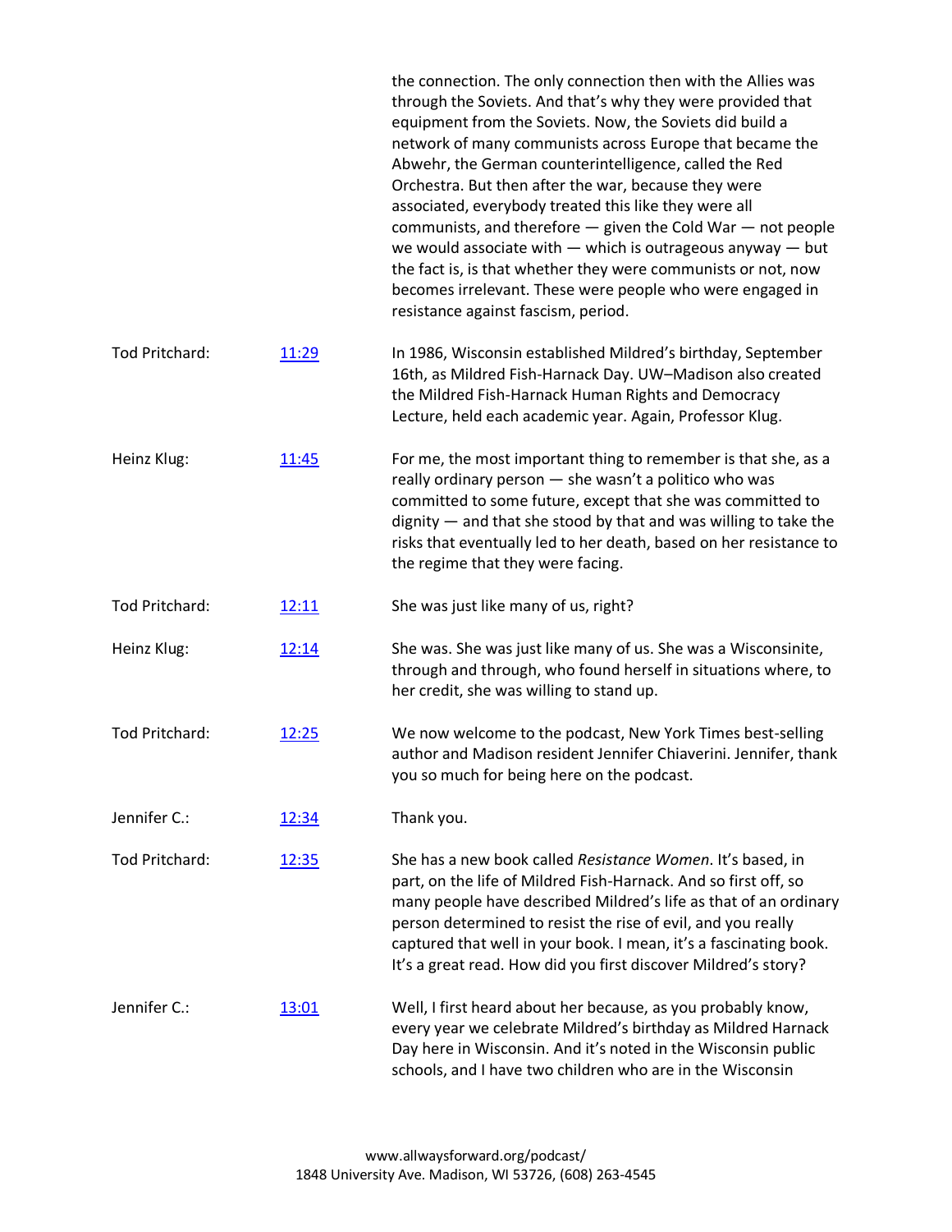the connection. The only connection then with the Allies was through the Soviets. And that's why they were provided that equipment from the Soviets. Now, the Soviets did build a network of many communists across Europe that became the Abwehr, the German counterintelligence, called the Red Orchestra. But then after the war, because they were associated, everybody treated this like they were all communists, and therefore — given the Cold War — not people we would associate with — which is outrageous anyway — but the fact is, is that whether they were communists or not, now becomes irrelevant. These were people who were engaged in resistance against fascism, period.

| | | |
|---|---|---|
| Tod Pritchard: | [11:29] | In 1986, Wisconsin established Mildred's birthday, September 16th, as Mildred Fish-Harnack Day. UW–Madison also created the Mildred Fish-Harnack Human Rights and Democracy Lecture, held each academic year. Again, Professor Klug. |
| Heinz Klug: | [11:45] | For me, the most important thing to remember is that she, as a really ordinary person — she wasn't a politico who was committed to some future, except that she was committed to dignity — and that she stood by that and was willing to take the risks that eventually led to her death, based on her resistance to the regime that they were facing. |
| Tod Pritchard: | [12:11] | She was just like many of us, right? |
| Heinz Klug: | [12:14] | She was. She was just like many of us. She was a Wisconsinite, through and through, who found herself in situations where, to her credit, she was willing to stand up. |
| Tod Pritchard: | [12:25] | We now welcome to the podcast, New York Times best-selling author and Madison resident Jennifer Chiaverini. Jennifer, thank you so much for being here on the podcast. |
| Jennifer C.: | [12:34] | Thank you. |
| Tod Pritchard: | [12:35] | She has a new book called *Resistance Women*. It's based, in part, on the life of Mildred Fish-Harnack. And so first off, so many people have described Mildred's life as that of an ordinary person determined to resist the rise of evil, and you really captured that well in your book. I mean, it's a fascinating book. It's a great read. How did you first discover Mildred's story? |
| Jennifer C.: | [13:01] | Well, I first heard about her because, as you probably know, every year we celebrate Mildred's birthday as Mildred Harnack Day here in Wisconsin. And it's noted in the Wisconsin public schools, and I have two children who are in the Wisconsin |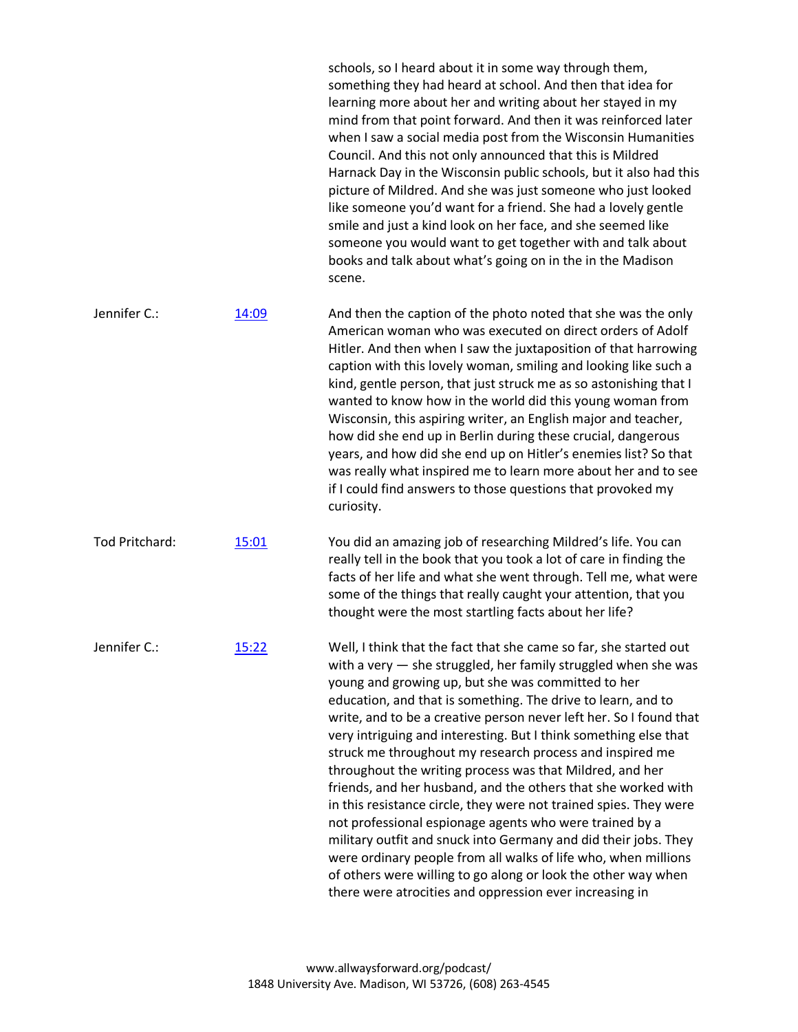schools, so I heard about it in some way through them, something they had heard at school. And then that idea for learning more about her and writing about her stayed in my mind from that point forward. And then it was reinforced later when I saw a social media post from the Wisconsin Humanities Council. And this not only announced that this is Mildred Harnack Day in the Wisconsin public schools, but it also had this picture of Mildred. And she was just someone who just looked like someone you'd want for a friend. She had a lovely gentle smile and just a kind look on her face, and she seemed like someone you would want to get together with and talk about books and talk about what's going on in the in the Madison scene.

Jennifer C.: [14:09] And then the caption of the photo noted that she was the only American woman who was executed on direct orders of Adolf Hitler. And then when I saw the juxtaposition of that harrowing caption with this lovely woman, smiling and looking like such a kind, gentle person, that just struck me as so astonishing that I wanted to know how in the world did this young woman from Wisconsin, this aspiring writer, an English major and teacher, how did she end up in Berlin during these crucial, dangerous years, and how did she end up on Hitler's enemies list? So that was really what inspired me to learn more about her and to see if I could find answers to those questions that provoked my curiosity.

Tod Pritchard: [15:01] You did an amazing job of researching Mildred's life. You can really tell in the book that you took a lot of care in finding the facts of her life and what she went through. Tell me, what were some of the things that really caught your attention, that you thought were the most startling facts about her life?

Jennifer C.: [15:22] Well, I think that the fact that she came so far, she started out with a very — she struggled, her family struggled when she was young and growing up, but she was committed to her education, and that is something. The drive to learn, and to write, and to be a creative person never left her. So I found that very intriguing and interesting. But I think something else that struck me throughout my research process and inspired me throughout the writing process was that Mildred, and her friends, and her husband, and the others that she worked with in this resistance circle, they were not trained spies. They were not professional espionage agents who were trained by a military outfit and snuck into Germany and did their jobs. They were ordinary people from all walks of life who, when millions of others were willing to go along or look the other way when there were atrocities and oppression ever increasing in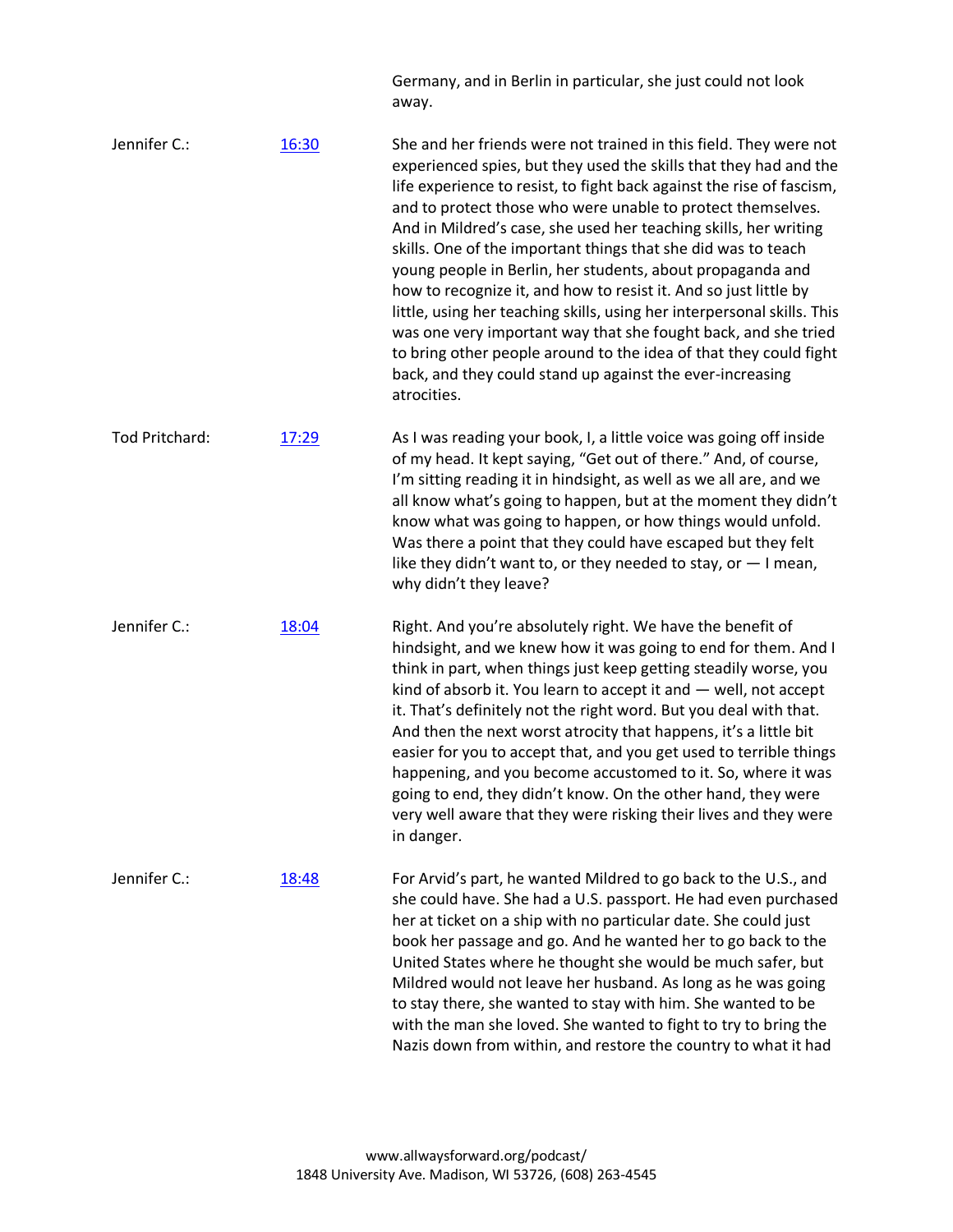Germany, and in Berlin in particular, she just could not look away.

**Jennifer C.:** [16:30](#)

She and her friends were not trained in this field. They were not experienced spies, but they used the skills that they had and the life experience to resist, to fight back against the rise of fascism, and to protect those who were unable to protect themselves. And in Mildred's case, she used her teaching skills, her writing skills. One of the important things that she did was to teach young people in Berlin, her students, about propaganda and how to recognize it, and how to resist it. And so just little by little, using her teaching skills, using her interpersonal skills. This was one very important way that she fought back, and she tried to bring other people around to the idea of that they could fight back, and they could stand up against the ever-increasing atrocities.

**Tod Pritchard:** [17:29](#)

As I was reading your book, I, a little voice was going off inside of my head. It kept saying, "Get out of there." And, of course, I'm sitting reading it in hindsight, as well as we all are, and we all know what's going to happen, but at the moment they didn't know what was going to happen, or how things would unfold. Was there a point that they could have escaped but they felt like they didn't want to, or they needed to stay, or — I mean, why didn't they leave?

**Jennifer C.:** [18:04](#)

Right. And you're absolutely right. We have the benefit of hindsight, and we knew how it was going to end for them. And I think in part, when things just keep getting steadily worse, you kind of absorb it. You learn to accept it and — well, not accept it. That's definitely not the right word. But you deal with that. And then the next worst atrocity that happens, it's a little bit easier for you to accept that, and you get used to terrible things happening, and you become accustomed to it. So, where it was going to end, they didn't know. On the other hand, they were very well aware that they were risking their lives and they were in danger.

**Jennifer C.:** [18:48](#)

For Arvid's part, he wanted Mildred to go back to the U.S., and she could have. She had a U.S. passport. He had even purchased her at ticket on a ship with no particular date. She could just book her passage and go. And he wanted her to go back to the United States where he thought she would be much safer, but Mildred would not leave her husband. As long as he was going to stay there, she wanted to stay with him. She wanted to be with the man she loved. She wanted to fight to try to bring the Nazis down from within, and restore the country to what it had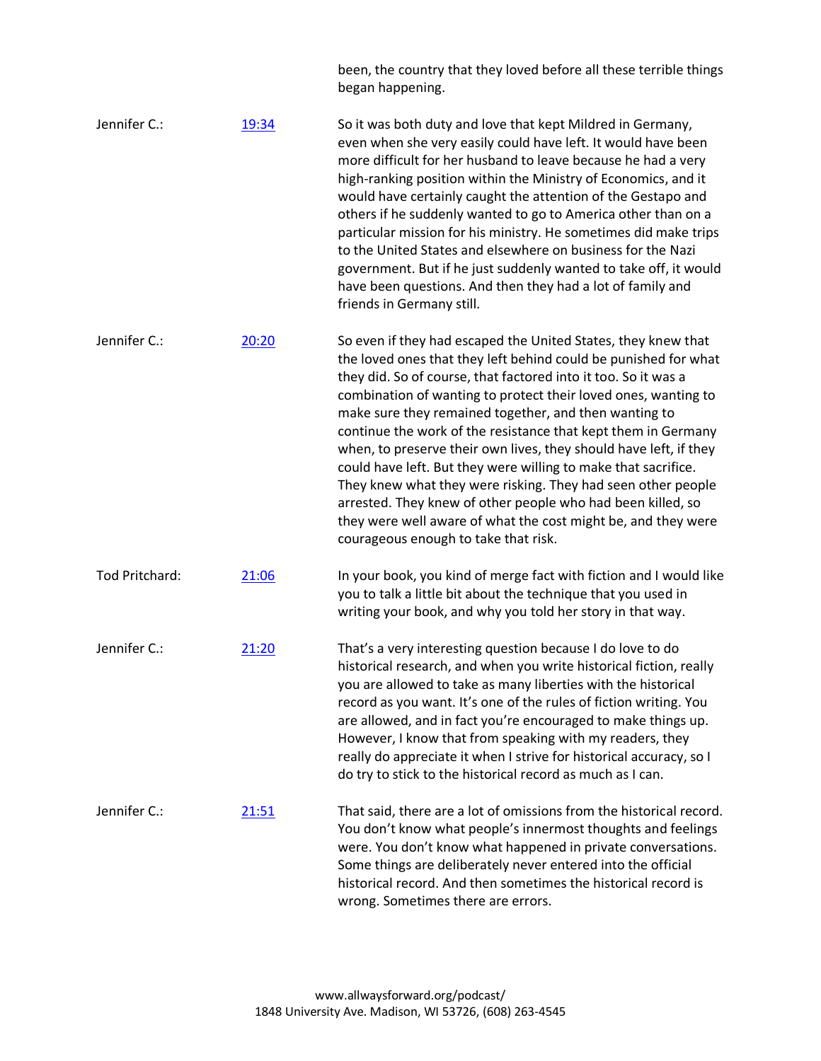been, the country that they loved before all these terrible things began happening.

| | | |
|---|---|---|
| Jennifer C.: | [19:34]() | So it was both duty and love that kept Mildred in Germany, even when she very easily could have left. It would have been more difficult for her husband to leave because he had a very high-ranking position within the Ministry of Economics, and it would have certainly caught the attention of the Gestapo and others if he suddenly wanted to go to America other than on a particular mission for his ministry. He sometimes did make trips to the United States and elsewhere on business for the Nazi government. But if he just suddenly wanted to take off, it would have been questions. And then they had a lot of family and friends in Germany still. |
| Jennifer C.: | [20:20]() | So even if they had escaped the United States, they knew that the loved ones that they left behind could be punished for what they did. So of course, that factored into it too. So it was a combination of wanting to protect their loved ones, wanting to make sure they remained together, and then wanting to continue the work of the resistance that kept them in Germany when, to preserve their own lives, they should have left, if they could have left. But they were willing to make that sacrifice. They knew what they were risking. They had seen other people arrested. They knew of other people who had been killed, so they were well aware of what the cost might be, and they were courageous enough to take that risk. |
| Tod Pritchard: | [21:06]() | In your book, you kind of merge fact with fiction and I would like you to talk a little bit about the technique that you used in writing your book, and why you told her story in that way. |
| Jennifer C.: | [21:20]() | That's a very interesting question because I do love to do historical research, and when you write historical fiction, really you are allowed to take as many liberties with the historical record as you want. It's one of the rules of fiction writing. You are allowed, and in fact you're encouraged to make things up. However, I know that from speaking with my readers, they really do appreciate it when I strive for historical accuracy, so I do try to stick to the historical record as much as I can. |
| Jennifer C.: | [21:51]() | That said, there are a lot of omissions from the historical record. You don't know what people's innermost thoughts and feelings were. You don't know what happened in private conversations. Some things are deliberately never entered into the official historical record. And then sometimes the historical record is wrong. Sometimes there are errors. |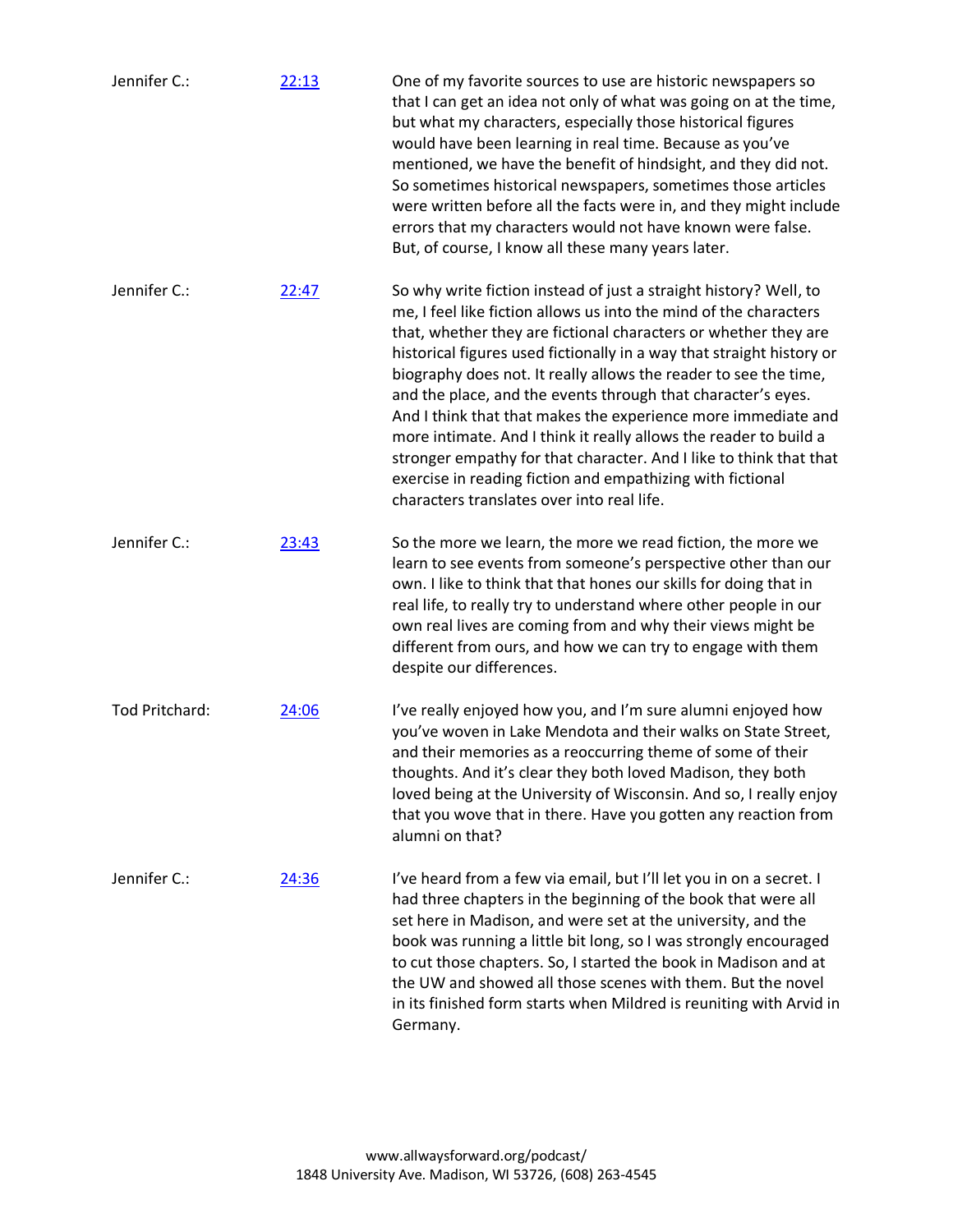| | | |
|---|---|---|
| Jennifer C.: | [22:13] | One of my favorite sources to use are historic newspapers so that I can get an idea not only of what was going on at the time, but what my characters, especially those historical figures would have been learning in real time. Because as you've mentioned, we have the benefit of hindsight, and they did not. So sometimes historical newspapers, sometimes those articles were written before all the facts were in, and they might include errors that my characters would not have known were false. But, of course, I know all these many years later. |
| Jennifer C.: | [22:47] | So why write fiction instead of just a straight history? Well, to me, I feel like fiction allows us into the mind of the characters that, whether they are fictional characters or whether they are historical figures used fictionally in a way that straight history or biography does not. It really allows the reader to see the time, and the place, and the events through that character's eyes. And I think that that makes the experience more immediate and more intimate. And I think it really allows the reader to build a stronger empathy for that character. And I like to think that that exercise in reading fiction and empathizing with fictional characters translates over into real life. |
| Jennifer C.: | [23:43] | So the more we learn, the more we read fiction, the more we learn to see events from someone's perspective other than our own. I like to think that that hones our skills for doing that in real life, to really try to understand where other people in our own real lives are coming from and why their views might be different from ours, and how we can try to engage with them despite our differences. |
| Tod Pritchard: | [24:06] | I've really enjoyed how you, and I'm sure alumni enjoyed how you've woven in Lake Mendota and their walks on State Street, and their memories as a reoccurring theme of some of their thoughts. And it's clear they both loved Madison, they both loved being at the University of Wisconsin. And so, I really enjoy that you wove that in there. Have you gotten any reaction from alumni on that? |
| Jennifer C.: | [24:36] | I've heard from a few via email, but I'll let you in on a secret. I had three chapters in the beginning of the book that were all set here in Madison, and were set at the university, and the book was running a little bit long, so I was strongly encouraged to cut those chapters. So, I started the book in Madison and at the UW and showed all those scenes with them. But the novel in its finished form starts when Mildred is reuniting with Arvid in Germany. |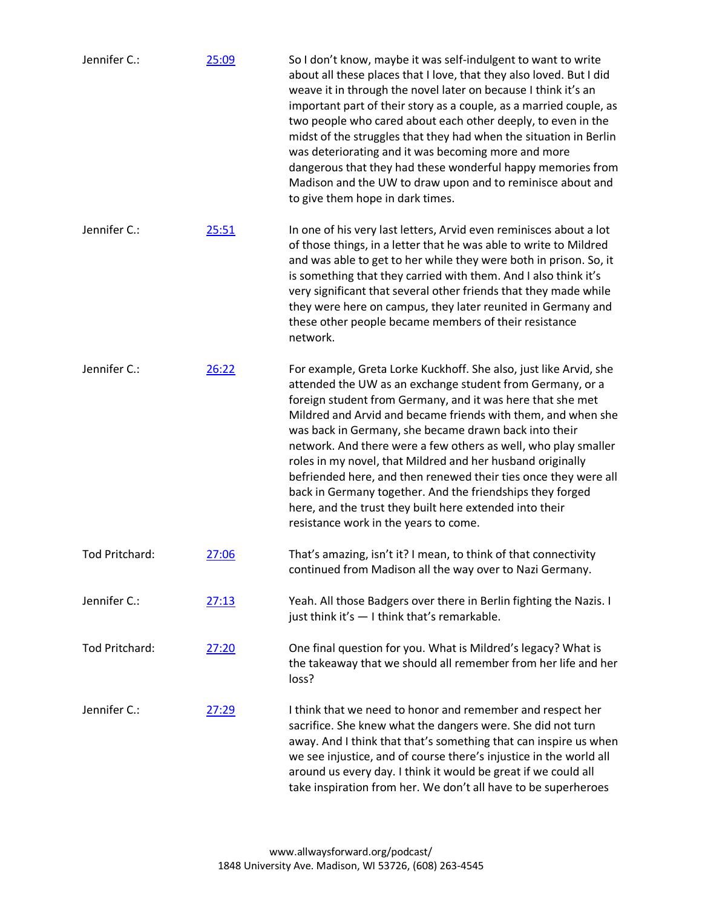| | | |
|---|---|---|
| Jennifer C.: | [25:09]() | So I don't know, maybe it was self-indulgent to want to write about all these places that I love, that they also loved. But I did weave it in through the novel later on because I think it's an important part of their story as a couple, as a married couple, as two people who cared about each other deeply, to even in the midst of the struggles that they had when the situation in Berlin was deteriorating and it was becoming more and more dangerous that they had these wonderful happy memories from Madison and the UW to draw upon and to reminisce about and to give them hope in dark times. |
| Jennifer C.: | [25:51]() | In one of his very last letters, Arvid even reminisces about a lot of those things, in a letter that he was able to write to Mildred and was able to get to her while they were both in prison. So, it is something that they carried with them. And I also think it's very significant that several other friends that they made while they were here on campus, they later reunited in Germany and these other people became members of their resistance network. |
| Jennifer C.: | [26:22]() | For example, Greta Lorke Kuckhoff. She also, just like Arvid, she attended the UW as an exchange student from Germany, or a foreign student from Germany, and it was here that she met Mildred and Arvid and became friends with them, and when she was back in Germany, she became drawn back into their network. And there were a few others as well, who play smaller roles in my novel, that Mildred and her husband originally befriended here, and then renewed their ties once they were all back in Germany together. And the friendships they forged here, and the trust they built here extended into their resistance work in the years to come. |
| Tod Pritchard: | [27:06]() | That's amazing, isn't it? I mean, to think of that connectivity continued from Madison all the way over to Nazi Germany. |
| Jennifer C.: | [27:13]() | Yeah. All those Badgers over there in Berlin fighting the Nazis. I just think it's — I think that's remarkable. |
| Tod Pritchard: | [27:20]() | One final question for you. What is Mildred's legacy? What is the takeaway that we should all remember from her life and her loss? |
| Jennifer C.: | [27:29]() | I think that we need to honor and remember and respect her sacrifice. She knew what the dangers were. She did not turn away. And I think that that's something that can inspire us when we see injustice, and of course there's injustice in the world all around us every day. I think it would be great if we could all take inspiration from her. We don't all have to be superheroes |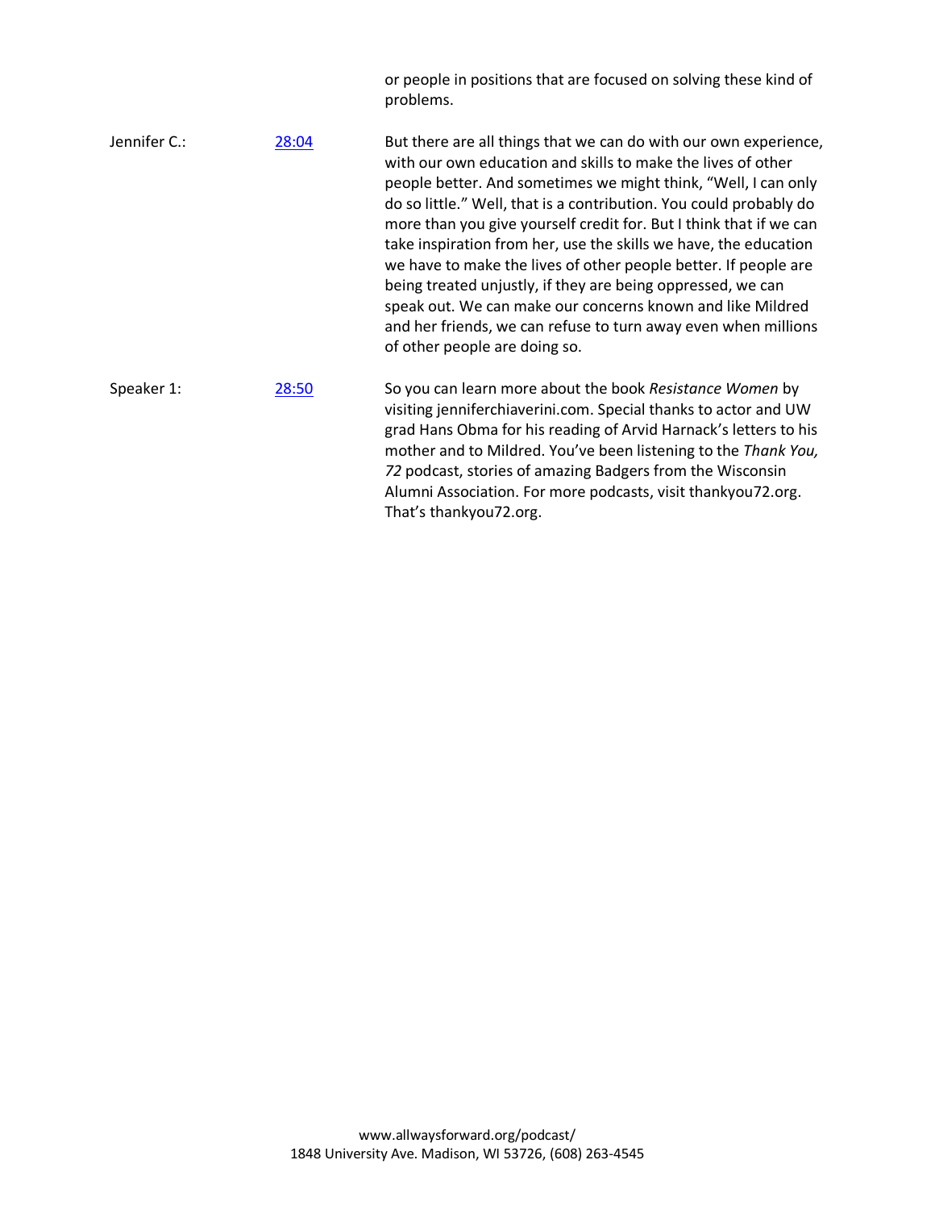or people in positions that are focused on solving these kind of problems.

| | | |
|---|---|---|
| Jennifer C.: | 28:04 | But there are all things that we can do with our own experience, with our own education and skills to make the lives of other people better. And sometimes we might think, "Well, I can only do so little." Well, that is a contribution. You could probably do more than you give yourself credit for. But I think that if we can take inspiration from her, use the skills we have, the education we have to make the lives of other people better. If people are being treated unjustly, if they are being oppressed, we can speak out. We can make our concerns known and like Mildred and her friends, we can refuse to turn away even when millions of other people are doing so. |
| Speaker 1: | 28:50 | So you can learn more about the book *Resistance Women* by visiting jenniferchiaverini.com. Special thanks to actor and UW grad Hans Obma for his reading of Arvid Harnack's letters to his mother and to Mildred. You've been listening to the *Thank You, 72* podcast, stories of amazing Badgers from the Wisconsin Alumni Association. For more podcasts, visit thankyou72.org. That's thankyou72.org. |